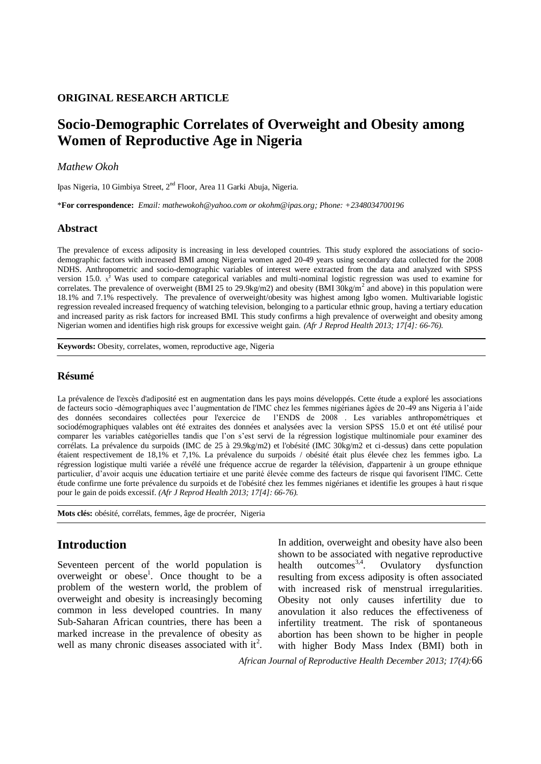**ORIGINAL RESEARCH ARTICLE**

# Socio-Demographic Correlates of Overweight and Obesity among Women of Reproductive Age in Nigeria

*Mathew Okoh*

Ipas Nigeria, 10 Gimbiya Street, 2nd Floor, Area 11 Garki Abuja, Nigeria.

\***For correspondence:** *Email: mathewokoh@yahoo.com or okohm@ipas.org; Phone: +2348034700196*

## Abstract

The prevalence of excess adiposity is increasing in less developed countries. This study explored the associations of socio-demographic factors with increased BMI among Nigeria women aged 20-49 years using secondary data collected for the 2008 NDHS. Anthropometric and socio-demographic variables of interest were extracted from the data and analyzed with SPSS version 15.0. $x^2$ Was used to compare categorical variables and multi-nominal logistic regression was used to examine for correlates. The prevalence of overweight (BMI 25 to 29.9kg/m2) and obesity (BMI 30kg/$m^2$ and above) in this population were 18.1% and 7.1% respectively. The prevalence of overweight/obesity was highest among Igbo women. Multivariable logistic regression revealed increased frequency of watching television, belonging to a particular ethnic group, having a tertiary education and increased parity as risk factors for increased BMI. This study confirms a high prevalence of overweight and obesity among Nigerian women and identifies high risk groups for excessive weight gain. *(Afr J Reprod Health 2013; 17[4]: 66-76).*

**Keywords:** Obesity, correlates, women, reproductive age, Nigeria

## Résumé

La prévalence de l'excès d'adiposité est en augmentation dans les pays moins développés. Cette étude a exploré les associations de facteurs socio -démographiques avec l'augmentation de l'IMC chez les femmes nigérianes âgées de 20-49 ans Nigeria à l'aide des données secondaires collectées pour l'exercice de l'ENDS de 2008 . Les variables anthropométriques et sociodémographiques valables ont été extraites des données et analysées avec la version SPSS 15.0 et ont été utilisé pour comparer les variables catégorielles tandis que l'on s'est servi de la régression logistique multinomiale pour examiner des corrélats. La prévalence du surpoids (IMC de 25 à 29.9kg/m2) et l'obésité (IMC 30kg/m2 et ci-dessus) dans cette population étaient respectivement de 18,1% et 7,1%. La prévalence du surpoids / obésité était plus élevée chez les femmes igbo. La régression logistique multi variée a révélé une fréquence accrue de regarder la télévision, d'appartenir à un groupe ethnique particulier, d'avoir acquis une éducation tertiaire et une parité élevée comme des facteurs de risque qui favorisent l'IMC. Cette étude confirme une forte prévalence du surpoids et de l'obésité chez les femmes nigérianes et identifie les groupes à haut risque pour le gain de poids excessif. *(Afr J Reprod Health 2013; 17[4]: 66-76).*

**Mots clés:** obésité, corrélats, femmes, âge de procréer, Nigeria

## Introduction

Seventeen percent of the world population is overweight or obese[1]. Once thought to be a problem of the western world, the problem of overweight and obesity is increasingly becoming common in less developed countries. In many Sub-Saharan African countries, there has been a marked increase in the prevalence of obesity as well as many chronic diseases associated with it[2].

In addition, overweight and obesity have also been shown to be associated with negative reproductive health outcomes[3,4]. Ovulatory dysfunction resulting from excess adiposity is often associated with increased risk of menstrual irregularities. Obesity not only causes infertility due to anovulation it also reduces the effectiveness of infertility treatment. The risk of spontaneous abortion has been shown to be higher in people with higher Body Mass Index (BMI) both in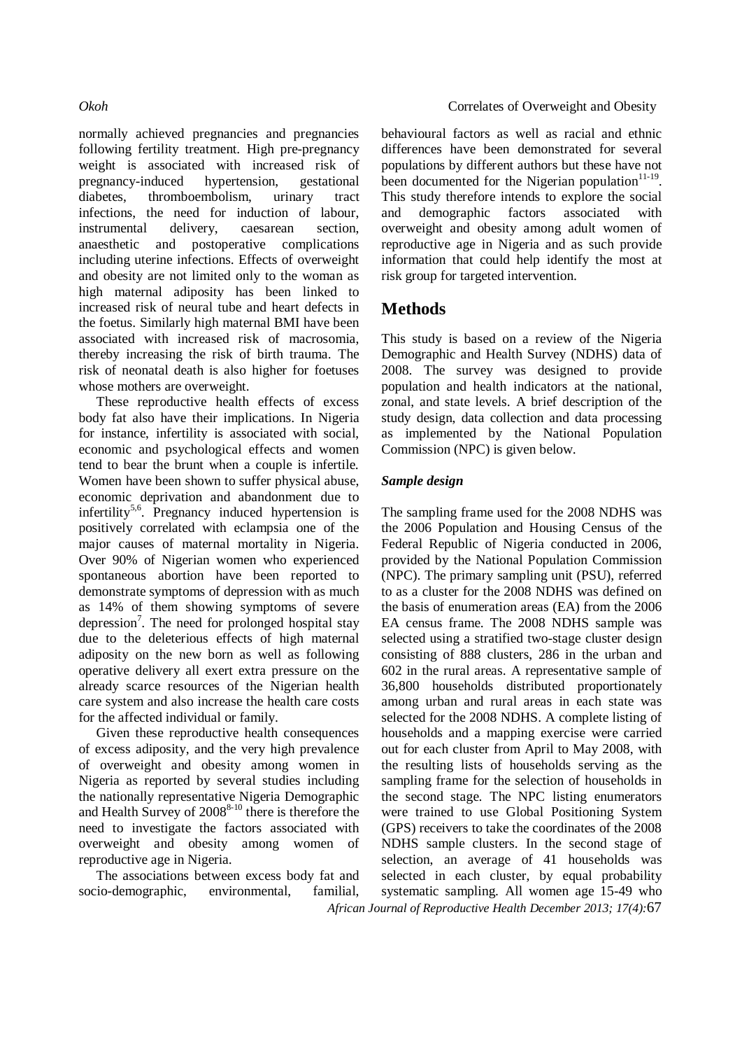normally achieved pregnancies and pregnancies following fertility treatment. High pre-pregnancy weight is associated with increased risk of pregnancy-induced hypertension, gestational diabetes, thromboembolism, urinary tract infections, the need for induction of labour, instrumental delivery, caesarean section, anaesthetic and postoperative complications including uterine infections. Effects of overweight and obesity are not limited only to the woman as high maternal adiposity has been linked to increased risk of neural tube and heart defects in the foetus. Similarly high maternal BMI have been associated with increased risk of macrosomia, thereby increasing the risk of birth trauma. The risk of neonatal death is also higher for foetuses whose mothers are overweight.

These reproductive health effects of excess body fat also have their implications. In Nigeria for instance, infertility is associated with social, economic and psychological effects and women tend to bear the brunt when a couple is infertile. Women have been shown to suffer physical abuse, economic deprivation and abandonment due to infertility[5,6]. Pregnancy induced hypertension is positively correlated with eclampsia one of the major causes of maternal mortality in Nigeria. Over 90% of Nigerian women who experienced spontaneous abortion have been reported to demonstrate symptoms of depression with as much as 14% of them showing symptoms of severe depression[7]. The need for prolonged hospital stay due to the deleterious effects of high maternal adiposity on the new born as well as following operative delivery all exert extra pressure on the already scarce resources of the Nigerian health care system and also increase the health care costs for the affected individual or family.

Given these reproductive health consequences of excess adiposity, and the very high prevalence of overweight and obesity among women in Nigeria as reported by several studies including the nationally representative Nigeria Demographic and Health Survey of 2008[8-10] there is therefore the need to investigate the factors associated with overweight and obesity among women of reproductive age in Nigeria.

The associations between excess body fat and socio-demographic, environmental, familial, behavioural factors as well as racial and ethnic differences have been demonstrated for several populations by different authors but these have not been documented for the Nigerian population[11-19]. This study therefore intends to explore the social and demographic factors associated with overweight and obesity among adult women of reproductive age in Nigeria and as such provide information that could help identify the most at risk group for targeted intervention.

## Methods

This study is based on a review of the Nigeria Demographic and Health Survey (NDHS) data of 2008. The survey was designed to provide population and health indicators at the national, zonal, and state levels. A brief description of the study design, data collection and data processing as implemented by the National Population Commission (NPC) is given below.

### *Sample design*

The sampling frame used for the 2008 NDHS was the 2006 Population and Housing Census of the Federal Republic of Nigeria conducted in 2006, provided by the National Population Commission (NPC). The primary sampling unit (PSU), referred to as a cluster for the 2008 NDHS was defined on the basis of enumeration areas (EA) from the 2006 EA census frame. The 2008 NDHS sample was selected using a stratified two-stage cluster design consisting of 888 clusters, 286 in the urban and 602 in the rural areas. A representative sample of 36,800 households distributed proportionately among urban and rural areas in each state was selected for the 2008 NDHS. A complete listing of households and a mapping exercise were carried out for each cluster from April to May 2008, with the resulting lists of households serving as the sampling frame for the selection of households in the second stage. The NPC listing enumerators were trained to use Global Positioning System (GPS) receivers to take the coordinates of the 2008 NDHS sample clusters. In the second stage of selection, an average of 41 households was selected in each cluster, by equal probability systematic sampling. All women age 15-49 who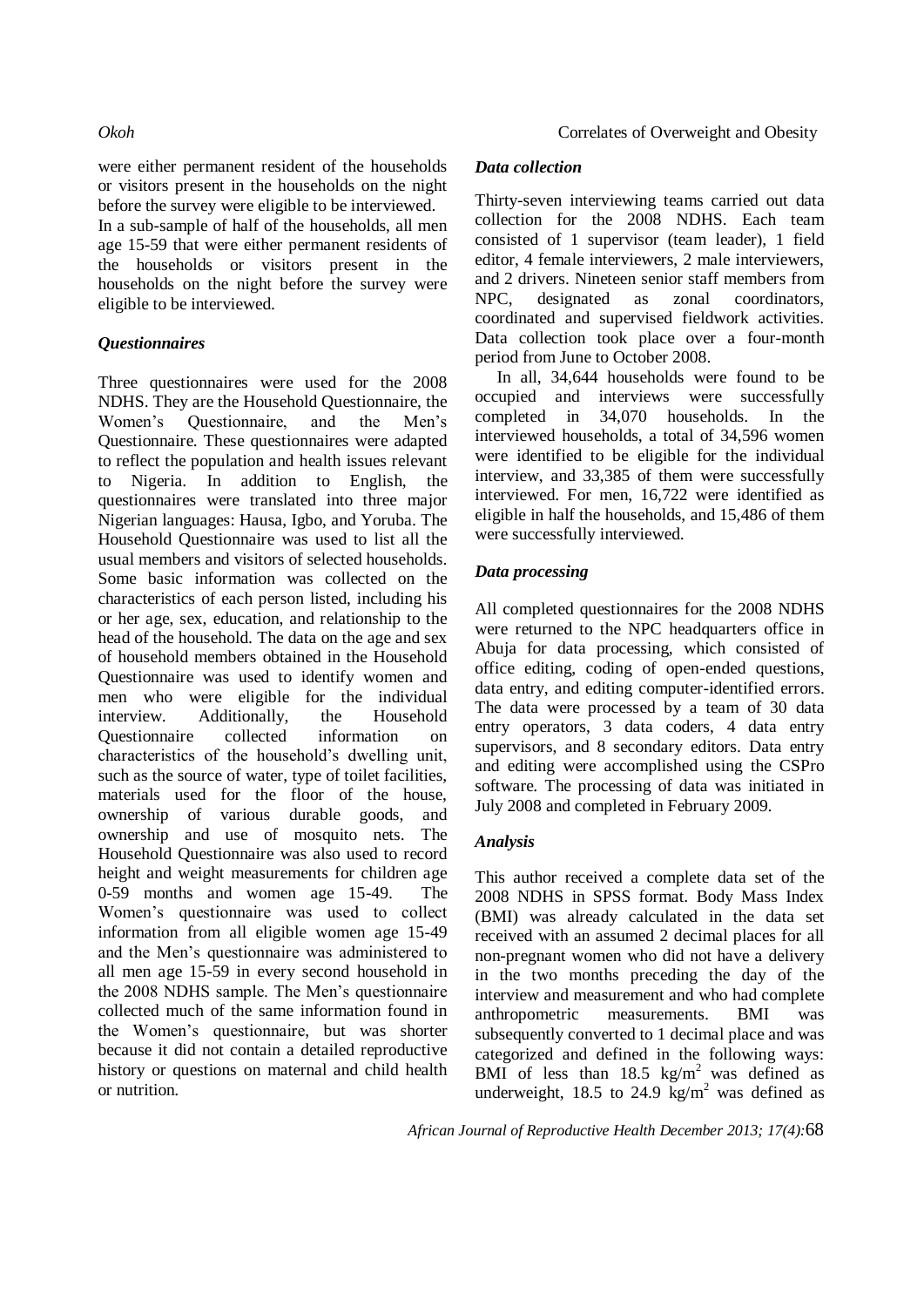were either permanent resident of the households or visitors present in the households on the night before the survey were eligible to be interviewed.
In a sub-sample of half of the households, all men age 15-59 that were either permanent residents of the households or visitors present in the households on the night before the survey were eligible to be interviewed.

### *Questionnaires*

Three questionnaires were used for the 2008 NDHS. They are the Household Questionnaire, the Women's Questionnaire, and the Men's Questionnaire. These questionnaires were adapted to reflect the population and health issues relevant to Nigeria. In addition to English, the questionnaires were translated into three major Nigerian languages: Hausa, Igbo, and Yoruba. The Household Questionnaire was used to list all the usual members and visitors of selected households. Some basic information was collected on the characteristics of each person listed, including his or her age, sex, education, and relationship to the head of the household. The data on the age and sex of household members obtained in the Household Questionnaire was used to identify women and men who were eligible for the individual interview. Additionally, the Household Questionnaire collected information on characteristics of the household's dwelling unit, such as the source of water, type of toilet facilities, materials used for the floor of the house, ownership of various durable goods, and ownership and use of mosquito nets. The Household Questionnaire was also used to record height and weight measurements for children age 0-59 months and women age 15-49. The Women's questionnaire was used to collect information from all eligible women age 15-49 and the Men's questionnaire was administered to all men age 15-59 in every second household in the 2008 NDHS sample. The Men's questionnaire collected much of the same information found in the Women's questionnaire, but was shorter because it did not contain a detailed reproductive history or questions on maternal and child health or nutrition.

### *Data collection*

Thirty-seven interviewing teams carried out data collection for the 2008 NDHS. Each team consisted of 1 supervisor (team leader), 1 field editor, 4 female interviewers, 2 male interviewers, and 2 drivers. Nineteen senior staff members from NPC, designated as zonal coordinators, coordinated and supervised fieldwork activities. Data collection took place over a four-month period from June to October 2008.

In all, 34,644 households were found to be occupied and interviews were successfully completed in 34,070 households. In the interviewed households, a total of 34,596 women were identified to be eligible for the individual interview, and 33,385 of them were successfully interviewed. For men, 16,722 were identified as eligible in half the households, and 15,486 of them were successfully interviewed.

### *Data processing*

All completed questionnaires for the 2008 NDHS were returned to the NPC headquarters office in Abuja for data processing, which consisted of office editing, coding of open-ended questions, data entry, and editing computer-identified errors. The data were processed by a team of 30 data entry operators, 3 data coders, 4 data entry supervisors, and 8 secondary editors. Data entry and editing were accomplished using the CSPro software. The processing of data was initiated in July 2008 and completed in February 2009.

### *Analysis*

This author received a complete data set of the 2008 NDHS in SPSS format. Body Mass Index (BMI) was already calculated in the data set received with an assumed 2 decimal places for all non-pregnant women who did not have a delivery in the two months preceding the day of the interview and measurement and who had complete anthropometric measurements. BMI was subsequently converted to 1 decimal place and was categorized and defined in the following ways: BMI of less than 18.5 $kg/m^2$ was defined as underweight, 18.5 to 24.9 $kg/m^2$ was defined as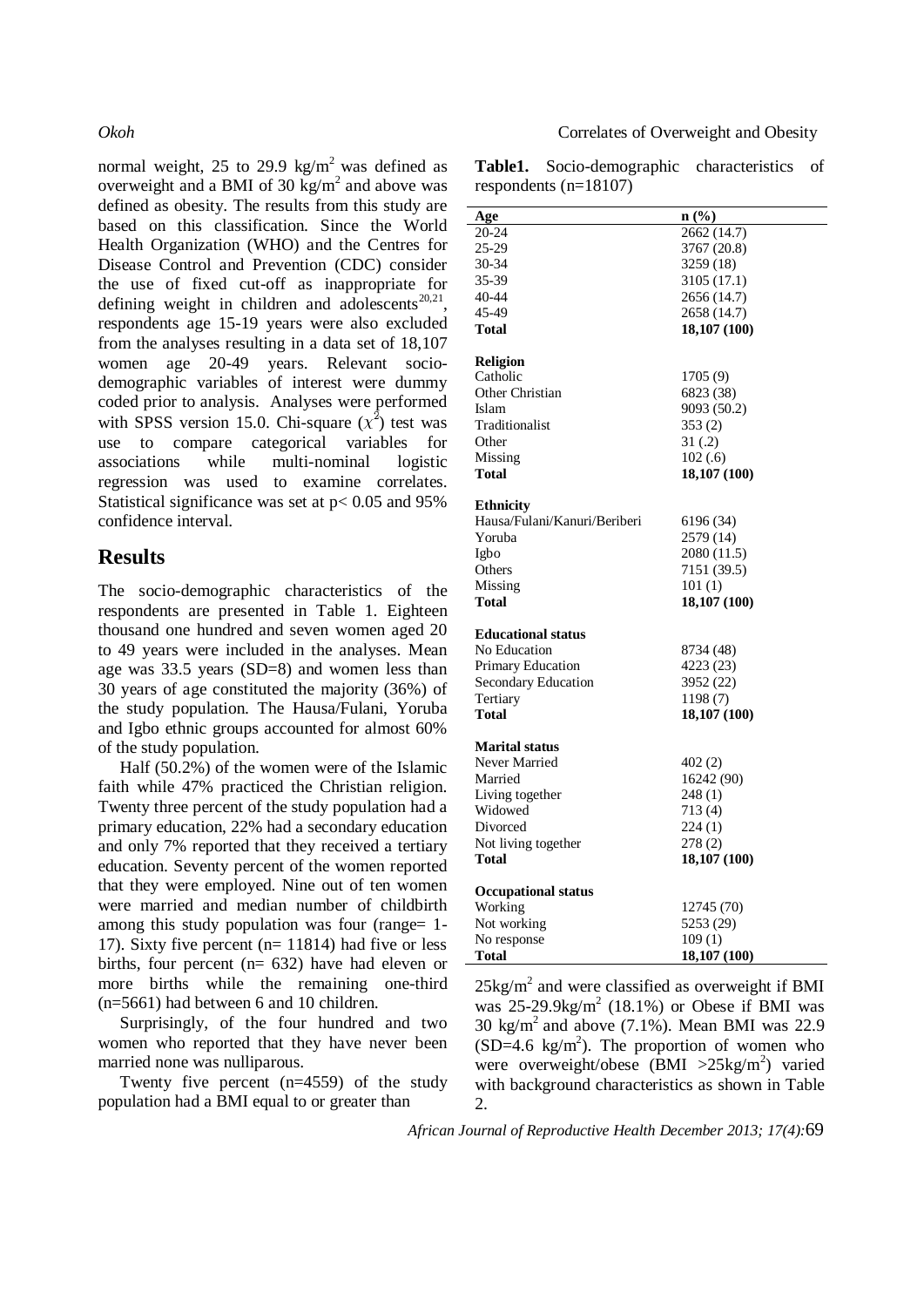normal weight, 25 to 29.9 kg/m$^2$ was defined as overweight and a BMI of 30 kg/m$^2$ and above was defined as obesity. The results from this study are based on this classification. Since the World Health Organization (WHO) and the Centres for Disease Control and Prevention (CDC) consider the use of fixed cut-off as inappropriate for defining weight in children and adolescents[20,21], respondents age 15-19 years were also excluded from the analyses resulting in a data set of 18,107 women age 20-49 years. Relevant socio-demographic variables of interest were dummy coded prior to analysis. Analyses were performed with SPSS version 15.0. Chi-square ($\chi^2$) test was use to compare categorical variables for associations while multi-nominal logistic regression was used to examine correlates. Statistical significance was set at $p< 0.05$ and 95% confidence interval.

## Results

The socio-demographic characteristics of the respondents are presented in Table 1. Eighteen thousand one hundred and seven women aged 20 to 49 years were included in the analyses. Mean age was 33.5 years (SD=8) and women less than 30 years of age constituted the majority (36%) of the study population. The Hausa/Fulani, Yoruba and Igbo ethnic groups accounted for almost 60% of the study population.

Half (50.2%) of the women were of the Islamic faith while 47% practiced the Christian religion. Twenty three percent of the study population had a primary education, 22% had a secondary education and only 7% reported that they received a tertiary education. Seventy percent of the women reported that they were employed. Nine out of ten women were married and median number of childbirth among this study population was four (range= 1-17). Sixty five percent (n= 11814) had five or less births, four percent (n= 632) have had eleven or more births while the remaining one-third (n=5661) had between 6 and 10 children.

Surprisingly, of the four hundred and two women who reported that they have never been married none was nulliparous.

Twenty five percent (n=4559) of the study population had a BMI equal to or greater than 25kg/m$^2$ and were classified as overweight if BMI was 25-29.9kg/m$^2$ (18.1%) or Obese if BMI was 30 kg/m$^2$ and above (7.1%). Mean BMI was 22.9 (SD=4.6 kg/m$^2$). The proportion of women who were overweight/obese (BMI >25kg/m$^2$) varied with background characteristics as shown in Table 2.

**Table1.** Socio-demographic characteristics of respondents (n=18107)

| Age | n (%) |
|---|---|
| 20-24 | 2662 (14.7) |
| 25-29 | 3767 (20.8) |
| 30-34 | 3259 (18) |
| 35-39 | 3105 (17.1) |
| 40-44 | 2656 (14.7) |
| 45-49 | 2658 (14.7) |
| **Total** | **18,107 (100)** |
| **Religion** | |
| Catholic | 1705 (9) |
| Other Christian | 6823 (38) |
| Islam | 9093 (50.2) |
| Traditionalist | 353 (2) |
| Other | 31 (.2) |
| Missing | 102 (.6) |
| **Total** | **18,107 (100)** |
| **Ethnicity** | |
| Hausa/Fulani/Kanuri/Beriberi | 6196 (34) |
| Yoruba | 2579 (14) |
| Igbo | 2080 (11.5) |
| Others | 7151 (39.5) |
| Missing | 101 (1) |
| **Total** | **18,107 (100)** |
| **Educational status** | |
| No Education | 8734 (48) |
| Primary Education | 4223 (23) |
| Secondary Education | 3952 (22) |
| Tertiary | 1198 (7) |
| **Total** | **18,107 (100)** |
| **Marital status** | |
| Never Married | 402 (2) |
| Married | 16242 (90) |
| Living together | 248 (1) |
| Widowed | 713 (4) |
| Divorced | 224 (1) |
| Not living together | 278 (2) |
| **Total** | **18,107 (100)** |
| **Occupational status** | |
| Working | 12745 (70) |
| Not working | 5253 (29) |
| No response | 109 (1) |
| **Total** | **18,107 (100)** |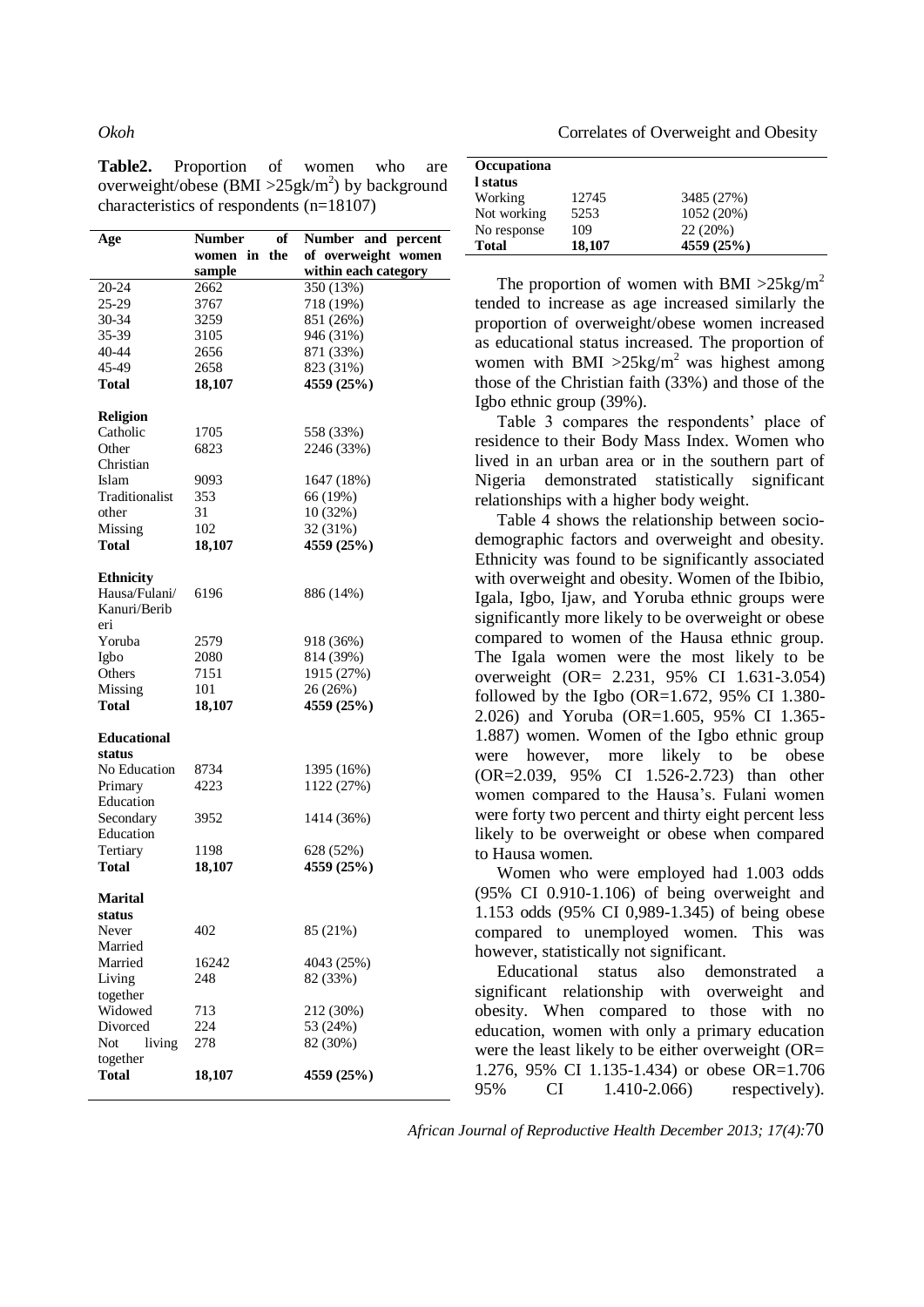**Table2.** Proportion of women who are overweight/obese (BMI >25gk/m$^2$) by background characteristics of respondents (n=18107)

| Age | Number of women in the sample | Number and percent of overweight women within each category |
|---|---|---|
| 20-24 | 2662 | 350 (13%) |
| 25-29 | 3767 | 718 (19%) |
| 30-34 | 3259 | 851 (26%) |
| 35-39 | 3105 | 946 (31%) |
| 40-44 | 2656 | 871 (33%) |
| 45-49 | 2658 | 823 (31%) |
| **Total** | **18,107** | **4559 (25%)** |
| **Religion** | | |
| Catholic | 1705 | 558 (33%) |
| Other Christian | 6823 | 2246 (33%) |
| Islam | 9093 | 1647 (18%) |
| Traditionalist | 353 | 66 (19%) |
| other | 31 | 10 (32%) |
| Missing | 102 | 32 (31%) |
| **Total** | **18,107** | **4559 (25%)** |
| **Ethnicity** | | |
| Hausa/Fulani/ Kanuri/Beriberi | 6196 | 886 (14%) |
| Yoruba | 2579 | 918 (36%) |
| Igbo | 2080 | 814 (39%) |
| Others | 7151 | 1915 (27%) |
| Missing | 101 | 26 (26%) |
| **Total** | **18,107** | **4559 (25%)** |
| **Educational status** | | |
| No Education | 8734 | 1395 (16%) |
| Primary Education | 4223 | 1122 (27%) |
| Secondary Education | 3952 | 1414 (36%) |
| Tertiary | 1198 | 628 (52%) |
| **Total** | **18,107** | **4559 (25%)** |
| **Marital status** | | |
| Never Married | 402 | 85 (21%) |
| Married | 16242 | 4043 (25%) |
| Living together | 248 | 82 (33%) |
| Widowed | 713 | 212 (30%) |
| Divorced | 224 | 53 (24%) |
| Not living together | 278 | 82 (30%) |
| **Total** | **18,107** | **4559 (25%)** |
| **Occupational status** | | |
| Working | 12745 | 3485 (27%) |
| Not working | 5253 | 1052 (20%) |
| No response | 109 | 22 (20%) |
| **Total** | **18,107** | **4559 (25%)** |

The proportion of women with BMI >25kg/m$^2$ tended to increase as age increased similarly the proportion of overweight/obese women increased as educational status increased. The proportion of women with BMI >25kg/m$^2$ was highest among those of the Christian faith (33%) and those of the Igbo ethnic group (39%).

Table 3 compares the respondents' place of residence to their Body Mass Index. Women who lived in an urban area or in the southern part of Nigeria demonstrated statistically significant relationships with a higher body weight.

Table 4 shows the relationship between socio-demographic factors and overweight and obesity. Ethnicity was found to be significantly associated with overweight and obesity. Women of the Ibibio, Igala, Igbo, Ijaw, and Yoruba ethnic groups were significantly more likely to be overweight or obese compared to women of the Hausa ethnic group. The Igala women were the most likely to be overweight (OR= 2.231, 95% CI 1.631-3.054) followed by the Igbo (OR=1.672, 95% CI 1.380-2.026) and Yoruba (OR=1.605, 95% CI 1.365-1.887) women. Women of the Igbo ethnic group were however, more likely to be obese (OR=2.039, 95% CI 1.526-2.723) than other women compared to the Hausa's. Fulani women were forty two percent and thirty eight percent less likely to be overweight or obese when compared to Hausa women.

Women who were employed had 1.003 odds (95% CI 0.910-1.106) of being overweight and 1.153 odds (95% CI 0,989-1.345) of being obese compared to unemployed women. This was however, statistically not significant.

Educational status also demonstrated a significant relationship with overweight and obesity. When compared to those with no education, women with only a primary education were the least likely to be either overweight (OR= 1.276, 95% CI 1.135-1.434) or obese OR=1.706 95% CI 1.410-2.066) respectively).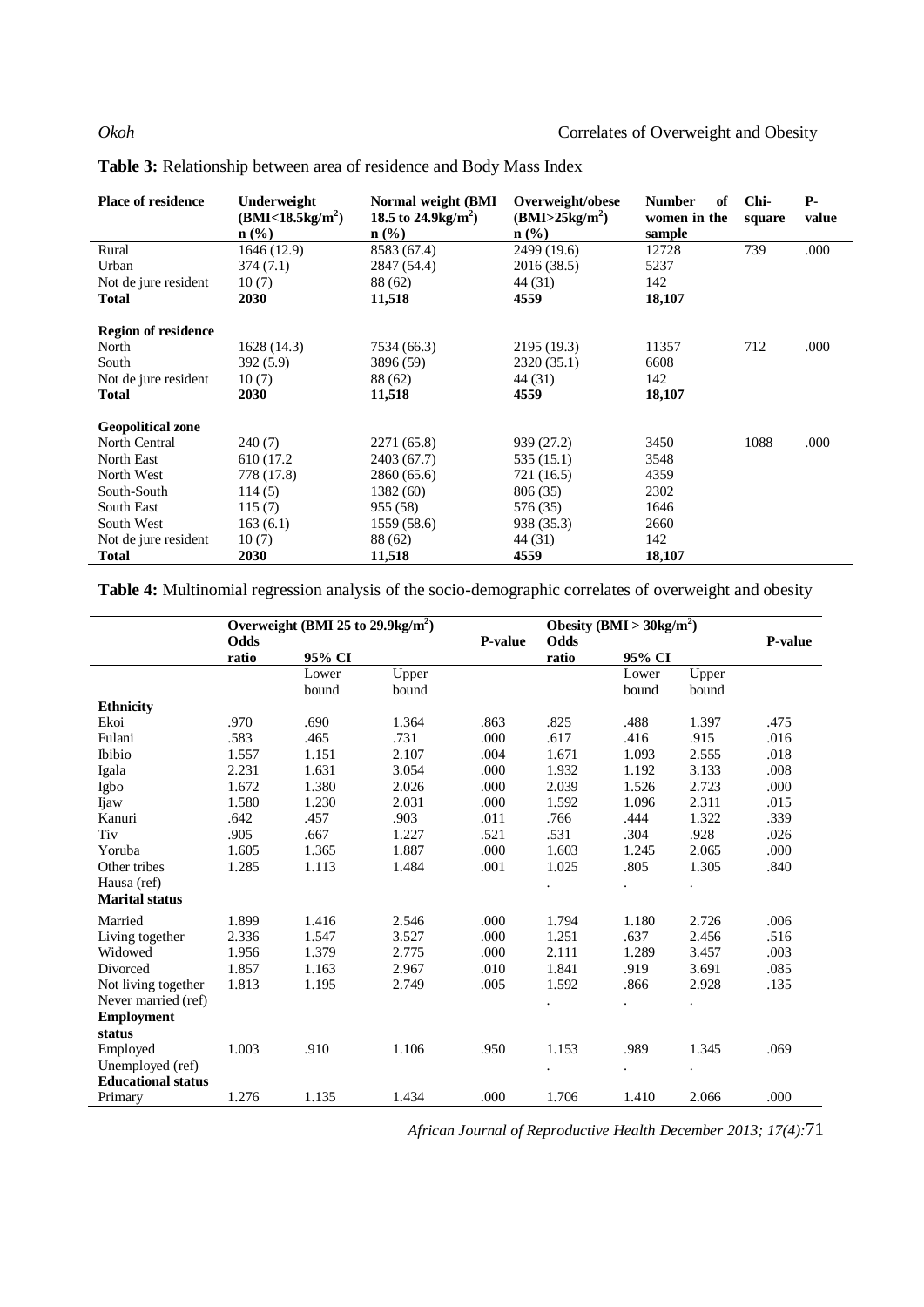**Table 3:** Relationship between area of residence and Body Mass Index

| Place of residence | Underweight ($BMI<18.5kg/m^2$) n (%) | Normal weight (BMI 18.5 to $24.9kg/m^2$) n (%) | Overweight/obese ($BMI>25kg/m^2$) n (%) | Number of women in the sample | Chi-square | P-value |
|---|---|---|---|---|---|---|
| Rural | 1646 (12.9) | 8583 (67.4) | 2499 (19.6) | 12728 | 739 | .000 |
| Urban | 374 (7.1) | 2847 (54.4) | 2016 (38.5) | 5237 | | |
| Not de jure resident | 10 (7) | 88 (62) | 44 (31) | 142 | | |
| **Total** | **2030** | **11,518** | **4559** | **18,107** | | |
| **Region of residence** | | | | | | |
| North | 1628 (14.3) | 7534 (66.3) | 2195 (19.3) | 11357 | 712 | .000 |
| South | 392 (5.9) | 3896 (59) | 2320 (35.1) | 6608 | | |
| Not de jure resident | 10 (7) | 88 (62) | 44 (31) | 142 | | |
| **Total** | **2030** | **11,518** | **4559** | **18,107** | | |
| **Geopolitical zone** | | | | | | |
| North Central | 240 (7) | 2271 (65.8) | 939 (27.2) | 3450 | 1088 | .000 |
| North East | 610 (17.2 | 2403 (67.7) | 535 (15.1) | 3548 | | |
| North West | 778 (17.8) | 2860 (65.6) | 721 (16.5) | 4359 | | |
| South-South | 114 (5) | 1382 (60) | 806 (35) | 2302 | | |
| South East | 115 (7) | 955 (58) | 576 (35) | 1646 | | |
| South West | 163 (6.1) | 1559 (58.6) | 938 (35.3) | 2660 | | |
| Not de jure resident | 10 (7) | 88 (62) | 44 (31) | 142 | | |
| **Total** | **2030** | **11,518** | **4559** | **18,107** | | |

**Table 4:** Multinomial regression analysis of the socio-demographic correlates of overweight and obesity

| | Overweight (BMI 25 to $29.9kg/m^2$) | | | | Obesity ($BMI > 30kg/m^2$) | | | |
|---|---|---|---|---|---|---|---|---|
| | Odds ratio | 95% CI | | P-value | Odds ratio | 95% CI | | P-value |
| | | Lower bound | Upper bound | | | Lower bound | Upper bound | |
| **Ethnicity** | | | | | | | | |
| Ekoi | .970 | .690 | 1.364 | .863 | .825 | .488 | 1.397 | .475 |
| Fulani | .583 | .465 | .731 | .000 | .617 | .416 | .915 | .016 |
| Ibibio | 1.557 | 1.151 | 2.107 | .004 | 1.671 | 1.093 | 2.555 | .018 |
| Igala | 2.231 | 1.631 | 3.054 | .000 | 1.932 | 1.192 | 3.133 | .008 |
| Igbo | 1.672 | 1.380 | 2.026 | .000 | 2.039 | 1.526 | 2.723 | .000 |
| Ijaw | 1.580 | 1.230 | 2.031 | .000 | 1.592 | 1.096 | 2.311 | .015 |
| Kanuri | .642 | .457 | .903 | .011 | .766 | .444 | 1.322 | .339 |
| Tiv | .905 | .667 | 1.227 | .521 | .531 | .304 | .928 | .026 |
| Yoruba | 1.605 | 1.365 | 1.887 | .000 | 1.603 | 1.245 | 2.065 | .000 |
| Other tribes | 1.285 | 1.113 | 1.484 | .001 | 1.025 | .805 | 1.305 | .840 |
| Hausa (ref) | | | | | . | . | . | |
| **Marital status** | | | | | | | | |
| Married | 1.899 | 1.416 | 2.546 | .000 | 1.794 | 1.180 | 2.726 | .006 |
| Living together | 2.336 | 1.547 | 3.527 | .000 | 1.251 | .637 | 2.456 | .516 |
| Widowed | 1.956 | 1.379 | 2.775 | .000 | 2.111 | 1.289 | 3.457 | .003 |
| Divorced | 1.857 | 1.163 | 2.967 | .010 | 1.841 | .919 | 3.691 | .085 |
| Not living together | 1.813 | 1.195 | 2.749 | .005 | 1.592 | .866 | 2.928 | .135 |
| Never married (ref) | | | | | . | . | . | |
| **Employment status** | | | | | | | | |
| Employed | 1.003 | .910 | 1.106 | .950 | 1.153 | .989 | 1.345 | .069 |
| Unemployed (ref) | | | | | . | . | . | |
| **Educational status** | | | | | | | | |
| Primary | 1.276 | 1.135 | 1.434 | .000 | 1.706 | 1.410 | 2.066 | .000 |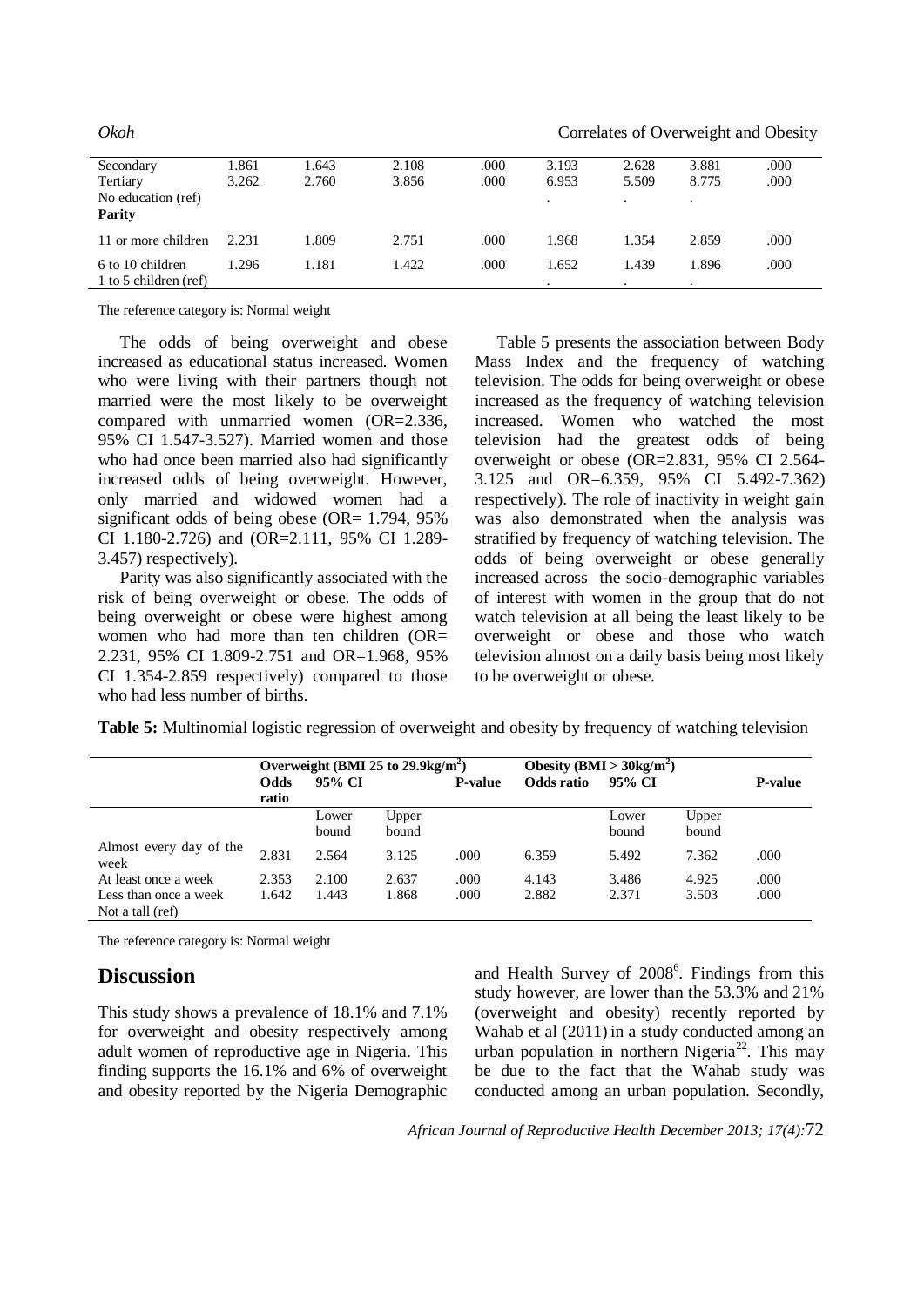| | | | | | | | | |
|---|---|---|---|---|---|---|---|---|
| Secondary | 1.861 | 1.643 | 2.108 | .000 | 3.193 | 2.628 | 3.881 | .000 |
| Tertiary | 3.262 | 2.760 | 3.856 | .000 | 6.953 | 5.509 | 8.775 | .000 |
| No education (ref) | | | | | . | . | . | |
| **Parity** | | | | | | | | |
| 11 or more children | 2.231 | 1.809 | 2.751 | .000 | 1.968 | 1.354 | 2.859 | .000 |
| 6 to 10 children | 1.296 | 1.181 | 1.422 | .000 | 1.652 | 1.439 | 1.896 | .000 |
| 1 to 5 children (ref) | | | | | . | . | . | |

The reference category is: Normal weight

The odds of being overweight and obese increased as educational status increased. Women who were living with their partners though not married were the most likely to be overweight compared with unmarried women (OR=2.336, 95% CI 1.547-3.527). Married women and those who had once been married also had significantly increased odds of being overweight. However, only married and widowed women had a significant odds of being obese (OR= 1.794, 95% CI 1.180-2.726) and (OR=2.111, 95% CI 1.289-3.457) respectively).

Parity was also significantly associated with the risk of being overweight or obese. The odds of being overweight or obese were highest among women who had more than ten children (OR= 2.231, 95% CI 1.809-2.751 and OR=1.968, 95% CI 1.354-2.859 respectively) compared to those who had less number of births.

Table 5 presents the association between Body Mass Index and the frequency of watching television. The odds for being overweight or obese increased as the frequency of watching television increased. Women who watched the most television had the greatest odds of being overweight or obese (OR=2.831, 95% CI 2.564-3.125 and OR=6.359, 95% CI 5.492-7.362) respectively). The role of inactivity in weight gain was also demonstrated when the analysis was stratified by frequency of watching television. The odds of being overweight or obese generally increased across the socio-demographic variables of interest with women in the group that do not watch television at all being the least likely to be overweight or obese and those who watch television almost on a daily basis being most likely to be overweight or obese.

**Table 5:** Multinomial logistic regression of overweight and obesity by frequency of watching television

| | Overweight (BMI 25 to 29.9kg/m$^2$) | | | | Obesity (BMI > 30kg/m$^2$) | | | |
|---|---|---|---|---|---|---|---|---|
| | Odds ratio | 95% CI | | P-value | Odds ratio | 95% CI | | P-value |
| | | Lower bound | Upper bound | | | Lower bound | Upper bound | |
| Almost every day of the week | 2.831 | 2.564 | 3.125 | .000 | 6.359 | 5.492 | 7.362 | .000 |
| At least once a week | 2.353 | 2.100 | 2.637 | .000 | 4.143 | 3.486 | 4.925 | .000 |
| Less than once a week | 1.642 | 1.443 | 1.868 | .000 | 2.882 | 2.371 | 3.503 | .000 |
| Not a tall (ref) | | | | | | | | |

The reference category is: Normal weight

## Discussion

This study shows a prevalence of 18.1% and 7.1% for overweight and obesity respectively among adult women of reproductive age in Nigeria. This finding supports the 16.1% and 6% of overweight and obesity reported by the Nigeria Demographic and Health Survey of 2008[6]. Findings from this study however, are lower than the 53.3% and 21% (overweight and obesity) recently reported by Wahab et al (2011) in a study conducted among an urban population in northern Nigeria[22]. This may be due to the fact that the Wahab study was conducted among an urban population. Secondly,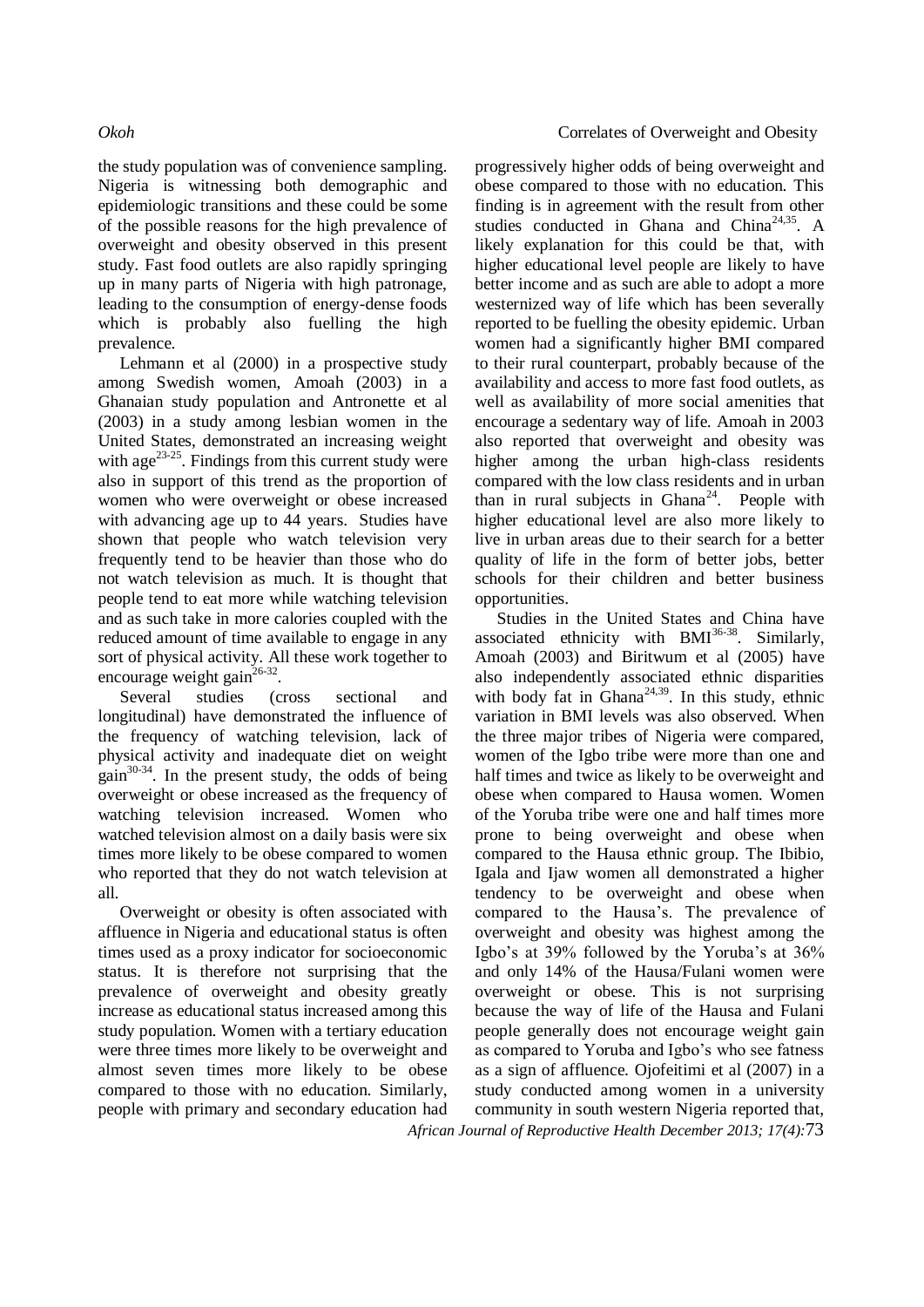the study population was of convenience sampling. Nigeria is witnessing both demographic and epidemiologic transitions and these could be some of the possible reasons for the high prevalence of overweight and obesity observed in this present study. Fast food outlets are also rapidly springing up in many parts of Nigeria with high patronage, leading to the consumption of energy-dense foods which is probably also fuelling the high prevalence.

Lehmann et al (2000) in a prospective study among Swedish women, Amoah (2003) in a Ghanaian study population and Antronette et al (2003) in a study among lesbian women in the United States, demonstrated an increasing weight with age[23-25]. Findings from this current study were also in support of this trend as the proportion of women who were overweight or obese increased with advancing age up to 44 years. Studies have shown that people who watch television very frequently tend to be heavier than those who do not watch television as much. It is thought that people tend to eat more while watching television and as such take in more calories coupled with the reduced amount of time available to engage in any sort of physical activity. All these work together to encourage weight gain[26-32].

Several studies (cross sectional and longitudinal) have demonstrated the influence of the frequency of watching television, lack of physical activity and inadequate diet on weight gain[30-34]. In the present study, the odds of being overweight or obese increased as the frequency of watching television increased. Women who watched television almost on a daily basis were six times more likely to be obese compared to women who reported that they do not watch television at all.

Overweight or obesity is often associated with affluence in Nigeria and educational status is often times used as a proxy indicator for socioeconomic status. It is therefore not surprising that the prevalence of overweight and obesity greatly increase as educational status increased among this study population. Women with a tertiary education were three times more likely to be overweight and almost seven times more likely to be obese compared to those with no education. Similarly, people with primary and secondary education had progressively higher odds of being overweight and obese compared to those with no education. This finding is in agreement with the result from other studies conducted in Ghana and China[24,35]. A likely explanation for this could be that, with higher educational level people are likely to have better income and as such are able to adopt a more westernized way of life which has been severally reported to be fuelling the obesity epidemic. Urban women had a significantly higher BMI compared to their rural counterpart, probably because of the availability and access to more fast food outlets, as well as availability of more social amenities that encourage a sedentary way of life. Amoah in 2003 also reported that overweight and obesity was higher among the urban high-class residents compared with the low class residents and in urban than in rural subjects in Ghana[24]. People with higher educational level are also more likely to live in urban areas due to their search for a better quality of life in the form of better jobs, better schools for their children and better business opportunities.

Studies in the United States and China have associated ethnicity with BMI[36-38]. Similarly, Amoah (2003) and Biritwum et al (2005) have also independently associated ethnic disparities with body fat in Ghana[24,39]. In this study, ethnic variation in BMI levels was also observed. When the three major tribes of Nigeria were compared, women of the Igbo tribe were more than one and half times and twice as likely to be overweight and obese when compared to Hausa women. Women of the Yoruba tribe were one and half times more prone to being overweight and obese when compared to the Hausa ethnic group. The Ibibio, Igala and Ijaw women all demonstrated a higher tendency to be overweight and obese when compared to the Hausa's. The prevalence of overweight and obesity was highest among the Igbo's at 39% followed by the Yoruba's at 36% and only 14% of the Hausa/Fulani women were overweight or obese. This is not surprising because the way of life of the Hausa and Fulani people generally does not encourage weight gain as compared to Yoruba and Igbo's who see fatness as a sign of affluence. Ojofeitimi et al (2007) in a study conducted among women in a university community in south western Nigeria reported that,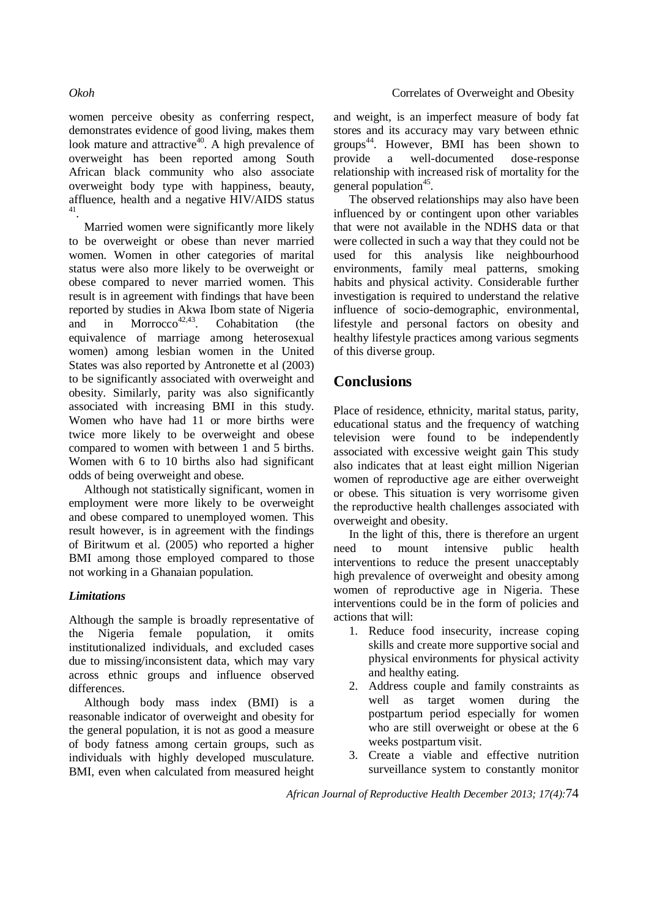women perceive obesity as conferring respect, demonstrates evidence of good living, makes them look mature and attractive[40]. A high prevalence of overweight has been reported among South African black community who also associate overweight body type with happiness, beauty, affluence, health and a negative HIV/AIDS status [41].

Married women were significantly more likely to be overweight or obese than never married women. Women in other categories of marital status were also more likely to be overweight or obese compared to never married women. This result is in agreement with findings that have been reported by studies in Akwa Ibom state of Nigeria and in Morrocco[42,43]. Cohabitation (the equivalence of marriage among heterosexual women) among lesbian women in the United States was also reported by Antronette et al (2003) to be significantly associated with overweight and obesity. Similarly, parity was also significantly associated with increasing BMI in this study. Women who have had 11 or more births were twice more likely to be overweight and obese compared to women with between 1 and 5 births. Women with 6 to 10 births also had significant odds of being overweight and obese.

Although not statistically significant, women in employment were more likely to be overweight and obese compared to unemployed women. This result however, is in agreement with the findings of Biritwum et al. (2005) who reported a higher BMI among those employed compared to those not working in a Ghanaian population.

### *Limitations*

Although the sample is broadly representative of the Nigeria female population, it omits institutionalized individuals, and excluded cases due to missing/inconsistent data, which may vary across ethnic groups and influence observed differences.

Although body mass index (BMI) is a reasonable indicator of overweight and obesity for the general population, it is not as good a measure of body fatness among certain groups, such as individuals with highly developed musculature. BMI, even when calculated from measured height and weight, is an imperfect measure of body fat stores and its accuracy may vary between ethnic groups[44]. However, BMI has been shown to provide a well-documented dose-response relationship with increased risk of mortality for the general population[45].

The observed relationships may also have been influenced by or contingent upon other variables that were not available in the NDHS data or that were collected in such a way that they could not be used for this analysis like neighbourhood environments, family meal patterns, smoking habits and physical activity. Considerable further investigation is required to understand the relative influence of socio-demographic, environmental, lifestyle and personal factors on obesity and healthy lifestyle practices among various segments of this diverse group.

## Conclusions

Place of residence, ethnicity, marital status, parity, educational status and the frequency of watching television were found to be independently associated with excessive weight gain This study also indicates that at least eight million Nigerian women of reproductive age are either overweight or obese. This situation is very worrisome given the reproductive health challenges associated with overweight and obesity.

In the light of this, there is therefore an urgent need to mount intensive public health interventions to reduce the present unacceptably high prevalence of overweight and obesity among women of reproductive age in Nigeria. These interventions could be in the form of policies and actions that will:

1. Reduce food insecurity, increase coping skills and create more supportive social and physical environments for physical activity and healthy eating.
2. Address couple and family constraints as well as target women during the postpartum period especially for women who are still overweight or obese at the 6 weeks postpartum visit.
3. Create a viable and effective nutrition surveillance system to constantly monitor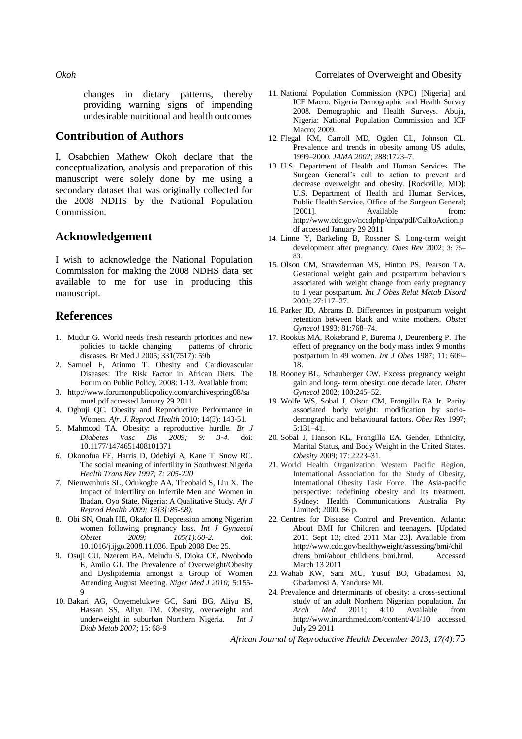changes in dietary patterns, thereby providing warning signs of impending undesirable nutritional and health outcomes

## Contribution of Authors

I, Osabohien Mathew Okoh declare that the conceptualization, analysis and preparation of this manuscript were solely done by me using a secondary dataset that was originally collected for the 2008 NDHS by the National Population Commission.

## Acknowledgement

I wish to acknowledge the National Population Commission for making the 2008 NDHS data set available to me for use in producing this manuscript.

## References

1. Mudur G. World needs fresh research priorities and new policies to tackle changing patterns of chronic diseases. Br Med J 2005; 331(7517): 59b
2. Samuel F, Atinmo T. Obesity and Cardiovascular Diseases: The Risk Factor in African Diets. The Forum on Public Policy, 2008: 1-13. Available from:
3. http://www.forumonpublicpolicy.com/archivespring08/samuel.pdf accessed January 29 2011
4. Ogbuji QC. Obesity and Reproductive Performance in Women. *Afr. J. Reprod. Health* 2010; 14(3): 143-51.
5. Mahmood TA. Obesity: a reproductive hurdle. *Br J Diabetes Vasc Dis 2009; 9: 3-4.* doi: 10.1177/1474651408101371
6. Okonofua FE, Harris D, Odebiyi A, Kane T, Snow RC. The social meaning of infertility in Southwest Nigeria *Health Trans Rev 1997; 7: 205-220*
7. Nieuwenhuis SL, Odukogbe AA, Theobald S, Liu X. The Impact of Infertility on Infertile Men and Women in Ibadan, Oyo State, Nigeria: A Qualitative Study. *Afr J Reprod Health 2009; 13[3]:85-98).*
8. Obi SN, Onah HE, Okafor II. Depression among Nigerian women following pregnancy loss. *Int J Gynaecol Obstet 2009; 105(1):60-2.* doi: 10.1016/j.ijgo.2008.11.036. Epub 2008 Dec 25.
9. Osuji CU, Nzerem BA, Meludu S, Dioka CE, Nwobodo E, Amilo GI. The Prevalence of Overweight/Obesity and Dyslipidemia amongst a Group of Women Attending August Meeting. *Niger Med J 2010;* 5:155-9
10. Bakari AG, Onyemelukwe GC, Sani BG, Aliyu IS, Hassan SS, Aliyu TM. Obesity, overweight and underweight in suburban Northern Nigeria. *Int J Diab Metab 2007*; 15: 68-9
11. National Population Commission (NPC) [Nigeria] and ICF Macro. Nigeria Demographic and Health Survey 2008. Demographic and Health Surveys. Abuja, Nigeria: National Population Commission and ICF Macro; 2009.
12. Flegal KM, Carroll MD, Ogden CL, Johnson CL. Prevalence and trends in obesity among US adults, 1999–2000. *JAMA 2002*; 288:1723–7.
13. U.S. Department of Health and Human Services. The Surgeon General's call to action to prevent and decrease overweight and obesity. [Rockville, MD]: U.S. Department of Health and Human Services, Public Health Service, Office of the Surgeon General; [2001]. Available from: http://www.cdc.gov/nccdphp/dnpa/pdf/CalltoAction.pdf accessed January 29 2011
14. Linne Y, Barkeling B, Rossner S. Long-term weight development after pregnancy. *Obes Rev* 2002; 3: 75–83.
15. Olson CM, Strawderman MS, Hinton PS, Pearson TA. Gestational weight gain and postpartum behaviours associated with weight change from early pregnancy to 1 year postpartum. *Int J Obes Relat Metab Disord* 2003; 27:117–27.
16. Parker JD, Abrams B. Differences in postpartum weight retention between black and white mothers. *Obstet Gynecol* 1993; 81:768–74.
17. Rookus MA, Rokebrand P, Burema J, Deurenberg P. The effect of pregnancy on the body mass index 9 months postpartum in 49 women. *Int J Obes* 1987; 11: 609–18.
18. Rooney BL, Schauberger CW. Excess pregnancy weight gain and long- term obesity: one decade later. *Obstet Gynecol* 2002; 100:245–52.
19. Wolfe WS, Sobal J, Olson CM, Frongillo EA Jr. Parity associated body weight: modification by sociodemographic and behavioural factors. *Obes Res* 1997; 5:131–41.
20. Sobal J, Hanson KL, Frongillo EA. Gender, Ethnicity, Marital Status, and Body Weight in the United States. *Obesity* 2009; 17: 2223–31.
21. World Health Organization Western Pacific Region, International Association for the Study of Obesity, International Obesity Task Force. The Asia-pacific perspective: redefining obesity and its treatment. Sydney: Health Communications Australia Pty Limited; 2000. 56 p.
22. Centres for Disease Control and Prevention. Atlanta: About BMI for Children and teenagers. [Updated 2011 Sept 13; cited 2011 Mar 23]. Available from http://www.cdc.gov/healthyweight/assessing/bmi/childrens_bmi/about_childrens_bmi.html. Accessed March 13 2011
23. Wahab KW, Sani MU, Yusuf BO, Gbadamosi M, Gbadamosi A, Yandutse MI.
24. Prevalence and determinants of obesity: a cross-sectional study of an adult Northern Nigerian population. *Int Arch Med* 2011; 4:10 Available from http://www.intarchmed.com/content/4/1/10 accessed July 29 2011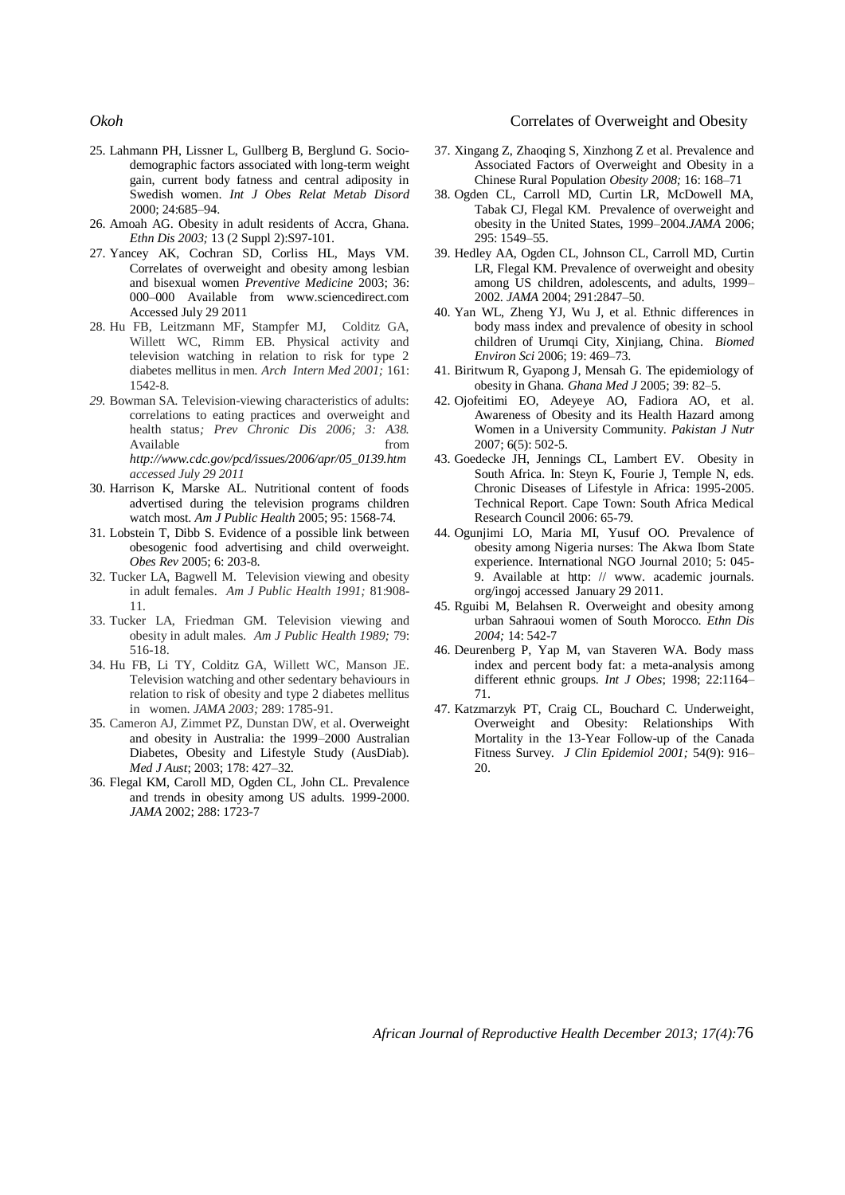25. Lahmann PH, Lissner L, Gullberg B, Berglund G. Socio-demographic factors associated with long-term weight gain, current body fatness and central adiposity in Swedish women. *Int J Obes Relat Metab Disord* 2000; 24:685–94.
26. Amoah AG. Obesity in adult residents of Accra, Ghana. *Ethn Dis 2003;* 13 (2 Suppl 2):S97-101.
27. Yancey AK, Cochran SD, Corliss HL, Mays VM. Correlates of overweight and obesity among lesbian and bisexual women *Preventive Medicine* 2003; 36: 000–000 Available from www.sciencedirect.com Accessed July 29 2011
28. Hu FB, Leitzmann MF, Stampfer MJ, Colditz GA, Willett WC, Rimm EB. Physical activity and television watching in relation to risk for type 2 diabetes mellitus in men. *Arch Intern Med 2001;* 161: 1542-8.
29. Bowman SA. Television-viewing characteristics of adults: correlations to eating practices and overweight and health status*; Prev Chronic Dis 2006; 3: A38.* Available from *http://www.cdc.gov/pcd/issues/2006/apr/05_0139.htm accessed July 29 2011*
30. Harrison K, Marske AL. Nutritional content of foods advertised during the television programs children watch most. *Am J Public Health* 2005; 95: 1568-74.
31. Lobstein T, Dibb S. Evidence of a possible link between obesogenic food advertising and child overweight. *Obes Rev* 2005; 6: 203-8.
32. Tucker LA, Bagwell M. Television viewing and obesity in adult females. *Am J Public Health 1991;* 81:908-11.
33. Tucker LA, Friedman GM. Television viewing and obesity in adult males. *Am J Public Health 1989;* 79: 516-18.
34. Hu FB, Li TY, Colditz GA, Willett WC, Manson JE. Television watching and other sedentary behaviours in relation to risk of obesity and type 2 diabetes mellitus in women. *JAMA 2003;* 289: 1785-91.
35. Cameron AJ, Zimmet PZ, Dunstan DW, et al. Overweight and obesity in Australia: the 1999–2000 Australian Diabetes, Obesity and Lifestyle Study (AusDiab). *Med J Aust*; 2003; 178: 427–32.
36. Flegal KM, Caroll MD, Ogden CL, John CL. Prevalence and trends in obesity among US adults. 1999-2000. *JAMA* 2002; 288: 1723-7
37. Xingang Z, Zhaoqing S, Xinzhong Z et al. Prevalence and Associated Factors of Overweight and Obesity in a Chinese Rural Population *Obesity 2008;* 16: 168–71
38. Ogden CL, Carroll MD, Curtin LR, McDowell MA, Tabak CJ, Flegal KM. Prevalence of overweight and obesity in the United States, 1999–2004.*JAMA* 2006; 295: 1549–55.
39. Hedley AA, Ogden CL, Johnson CL, Carroll MD, Curtin LR, Flegal KM. Prevalence of overweight and obesity among US children, adolescents, and adults, 1999–2002. *JAMA* 2004; 291:2847–50.
40. Yan WL, Zheng YJ, Wu J, et al. Ethnic differences in body mass index and prevalence of obesity in school children of Urumqi City, Xinjiang, China. *Biomed Environ Sci* 2006; 19: 469–73.
41. Biritwum R, Gyapong J, Mensah G. The epidemiology of obesity in Ghana. *Ghana Med J* 2005; 39: 82–5.
42. Ojofeitimi EO, Adeyeye AO, Fadiora AO, et al. Awareness of Obesity and its Health Hazard among Women in a University Community. *Pakistan J Nutr* 2007; 6(5): 502-5.
43. Goedecke JH, Jennings CL, Lambert EV. Obesity in South Africa. In: Steyn K, Fourie J, Temple N, eds. Chronic Diseases of Lifestyle in Africa: 1995-2005. Technical Report. Cape Town: South Africa Medical Research Council 2006: 65-79.
44. Ogunjimi LO, Maria MI, Yusuf OO. Prevalence of obesity among Nigeria nurses: The Akwa Ibom State experience. International NGO Journal 2010; 5: 045-9. Available at http: // www. academic journals. org/ingoj accessed January 29 2011.
45. Rguibi M, Belahsen R. Overweight and obesity among urban Sahraoui women of South Morocco. *Ethn Dis 2004;* 14: 542-7
46. Deurenberg P, Yap M, van Staveren WA. Body mass index and percent body fat: a meta-analysis among different ethnic groups. *Int J Obes*; 1998; 22:1164–71.
47. Katzmarzyk PT, Craig CL, Bouchard C. Underweight, Overweight and Obesity: Relationships With Mortality in the 13-Year Follow-up of the Canada Fitness Survey. *J Clin Epidemiol 2001;* 54(9): 916–20.